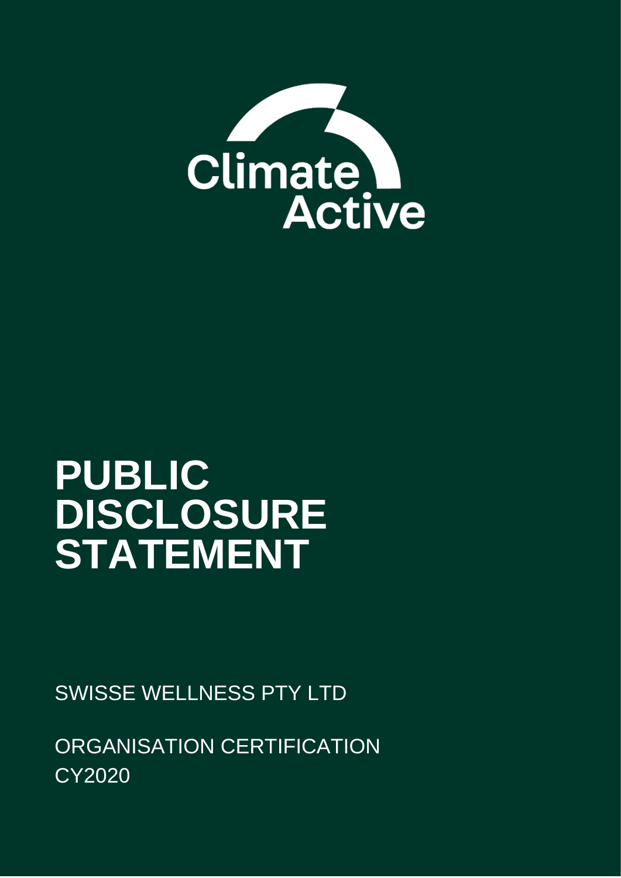Climate Active

# PUBLIC DISCLOSURE STATEMENT

SWISSE WELLNESS PTY LTD

ORGANISATION CERTIFICATION
CY2020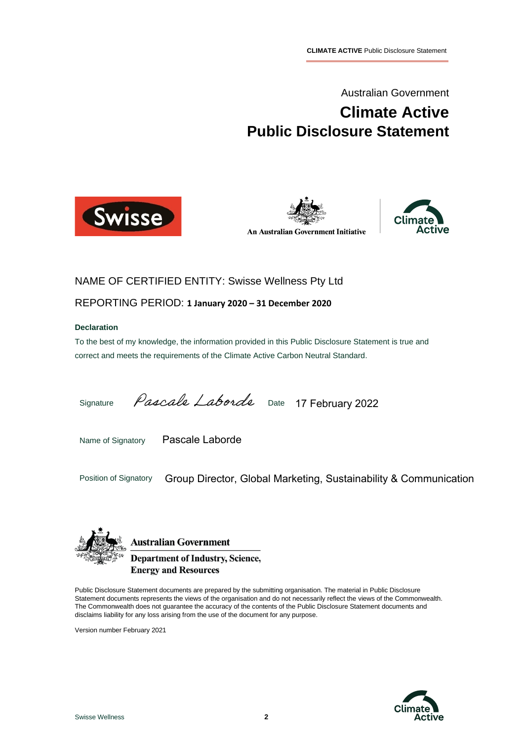Australian Government

# Climate Active
# Public Disclosure Statement

An Australian Government Initiative

NAME OF CERTIFIED ENTITY: Swisse Wellness Pty Ltd

REPORTING PERIOD: **1 January 2020 – 31 December 2020**

**Declaration**

To the best of my knowledge, the information provided in this Public Disclosure Statement is true and correct and meets the requirements of the Climate Active Carbon Neutral Standard.

Signature *Pascale Laborde* Date 17 February 2022

Name of Signatory Pascale Laborde

Position of Signatory Group Director, Global Marketing, Sustainability & Communication

**Australian Government**
**Department of Industry, Science, Energy and Resources**

Public Disclosure Statement documents are prepared by the submitting organisation. The material in Public Disclosure Statement documents represents the views of the organisation and do not necessarily reflect the views of the Commonwealth. The Commonwealth does not guarantee the accuracy of the contents of the Public Disclosure Statement documents and disclaims liability for any loss arising from the use of the document for any purpose.

Version number February 2021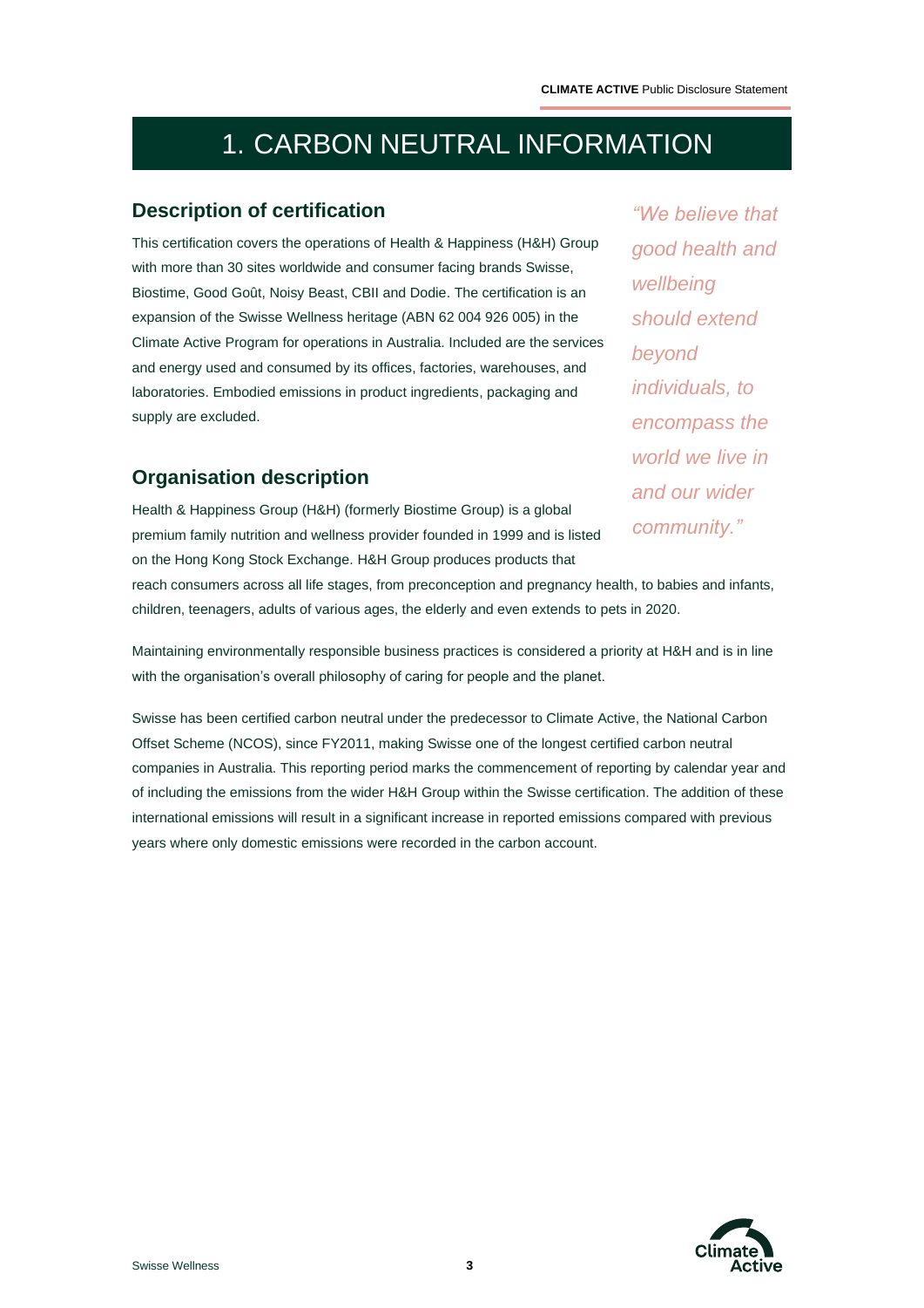# 1. CARBON NEUTRAL INFORMATION

## Description of certification

This certification covers the operations of Health & Happiness (H&H) Group with more than 30 sites worldwide and consumer facing brands Swisse, Biostime, Good Goût, Noisy Beast, CBII and Dodie. The certification is an expansion of the Swisse Wellness heritage (ABN 62 004 926 005) in the Climate Active Program for operations in Australia. Included are the services and energy used and consumed by its offices, factories, warehouses, and laboratories. Embodied emissions in product ingredients, packaging and supply are excluded.

*"We believe that good health and wellbeing should extend beyond individuals, to encompass the world we live in and our wider community."*

## Organisation description

Health & Happiness Group (H&H) (formerly Biostime Group) is a global premium family nutrition and wellness provider founded in 1999 and is listed on the Hong Kong Stock Exchange. H&H Group produces products that reach consumers across all life stages, from preconception and pregnancy health, to babies and infants, children, teenagers, adults of various ages, the elderly and even extends to pets in 2020.

Maintaining environmentally responsible business practices is considered a priority at H&H and is in line with the organisation's overall philosophy of caring for people and the planet.

Swisse has been certified carbon neutral under the predecessor to Climate Active, the National Carbon Offset Scheme (NCOS), since FY2011, making Swisse one of the longest certified carbon neutral companies in Australia. This reporting period marks the commencement of reporting by calendar year and of including the emissions from the wider H&H Group within the Swisse certification. The addition of these international emissions will result in a significant increase in reported emissions compared with previous years where only domestic emissions were recorded in the carbon account.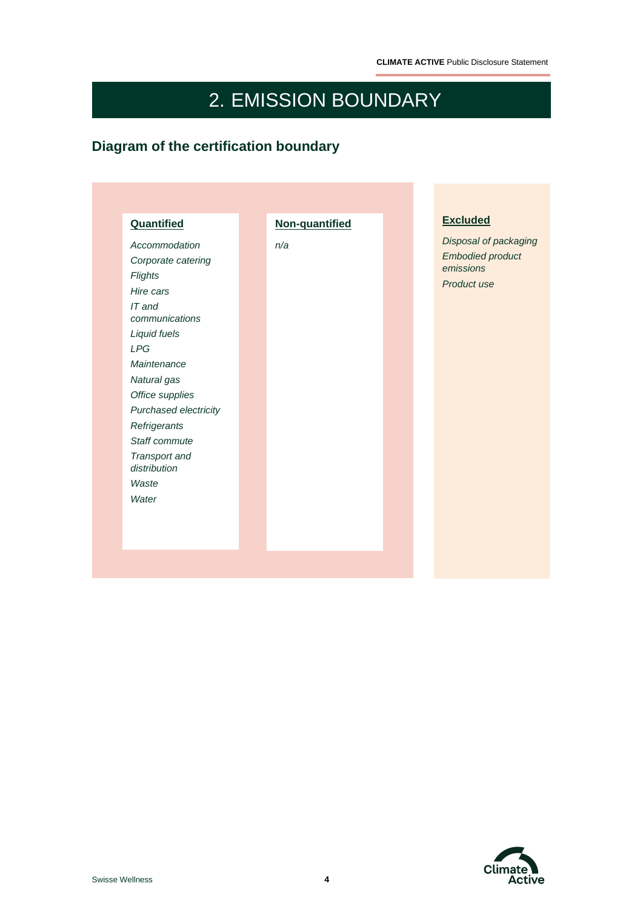# 2. EMISSION BOUNDARY

## Diagram of the certification boundary

**Quantified**

*Accommodation*
*Corporate catering*
*Flights*
*Hire cars*
*IT and communications*
*Liquid fuels*
*LPG*
*Maintenance*
*Natural gas*
*Office supplies*
*Purchased electricity*
*Refrigerants*
*Staff commute*
*Transport and distribution*
*Waste*
*Water*

**Non-quantified**

*n/a*

**Excluded**

*Disposal of packaging*
*Embodied product emissions*
*Product use*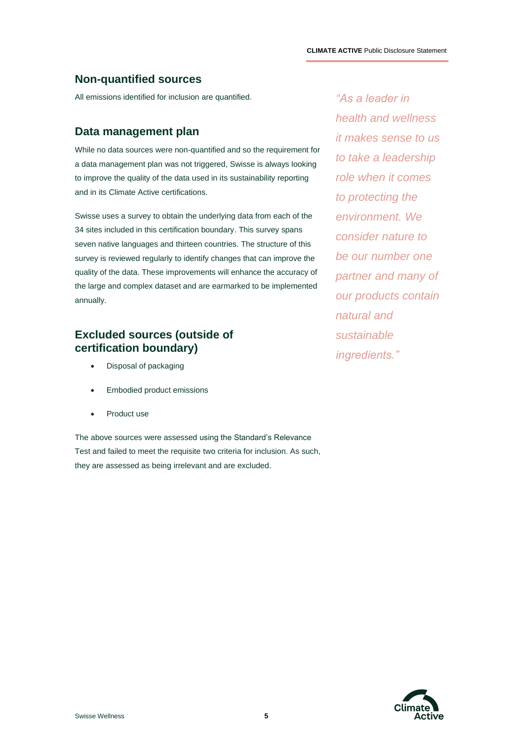## Non-quantified sources

All emissions identified for inclusion are quantified.

## Data management plan

While no data sources were non-quantified and so the requirement for a data management plan was not triggered, Swisse is always looking to improve the quality of the data used in its sustainability reporting and in its Climate Active certifications.

Swisse uses a survey to obtain the underlying data from each of the 34 sites included in this certification boundary. This survey spans seven native languages and thirteen countries. The structure of this survey is reviewed regularly to identify changes that can improve the quality of the data. These improvements will enhance the accuracy of the large and complex dataset and are earmarked to be implemented annually.

## Excluded sources (outside of certification boundary)

- Disposal of packaging
- Embodied product emissions
- Product use

The above sources were assessed using the Standard's Relevance Test and failed to meet the requisite two criteria for inclusion. As such, they are assessed as being irrelevant and are excluded.

*"As a leader in health and wellness it makes sense to us to take a leadership role when it comes to protecting the environment. We consider nature to be our number one partner and many of our products contain natural and sustainable ingredients."*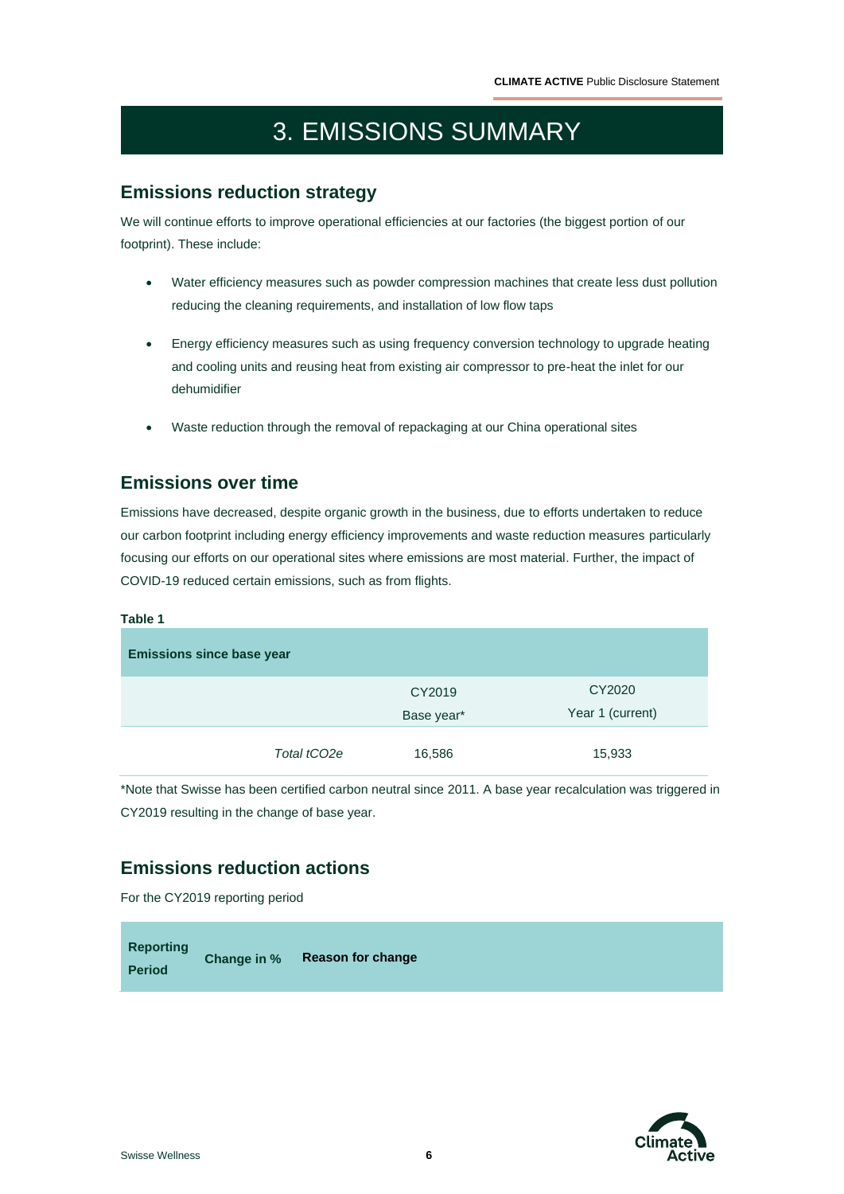# 3. EMISSIONS SUMMARY

## Emissions reduction strategy

We will continue efforts to improve operational efficiencies at our factories (the biggest portion of our footprint). These include:

- Water efficiency measures such as powder compression machines that create less dust pollution reducing the cleaning requirements, and installation of low flow taps
- Energy efficiency measures such as using frequency conversion technology to upgrade heating and cooling units and reusing heat from existing air compressor to pre-heat the inlet for our dehumidifier
- Waste reduction through the removal of repackaging at our China operational sites

## Emissions over time

Emissions have decreased, despite organic growth in the business, due to efforts undertaken to reduce our carbon footprint including energy efficiency improvements and waste reduction measures particularly focusing our efforts on our operational sites where emissions are most material. Further, the impact of COVID-19 reduced certain emissions, such as from flights.

**Table 1**

| **Emissions since base year** | | |
|---|---|---|
| | CY2019<br>Base year* | CY2020<br>Year 1 (current) |
| *Total tCO2e* | 16,586 | 15,933 |

*Note that Swisse has been certified carbon neutral since 2011. A base year recalculation was triggered in CY2019 resulting in the change of base year.

## Emissions reduction actions

For the CY2019 reporting period

| Reporting Period | Change in % | Reason for change |
|---|---|---|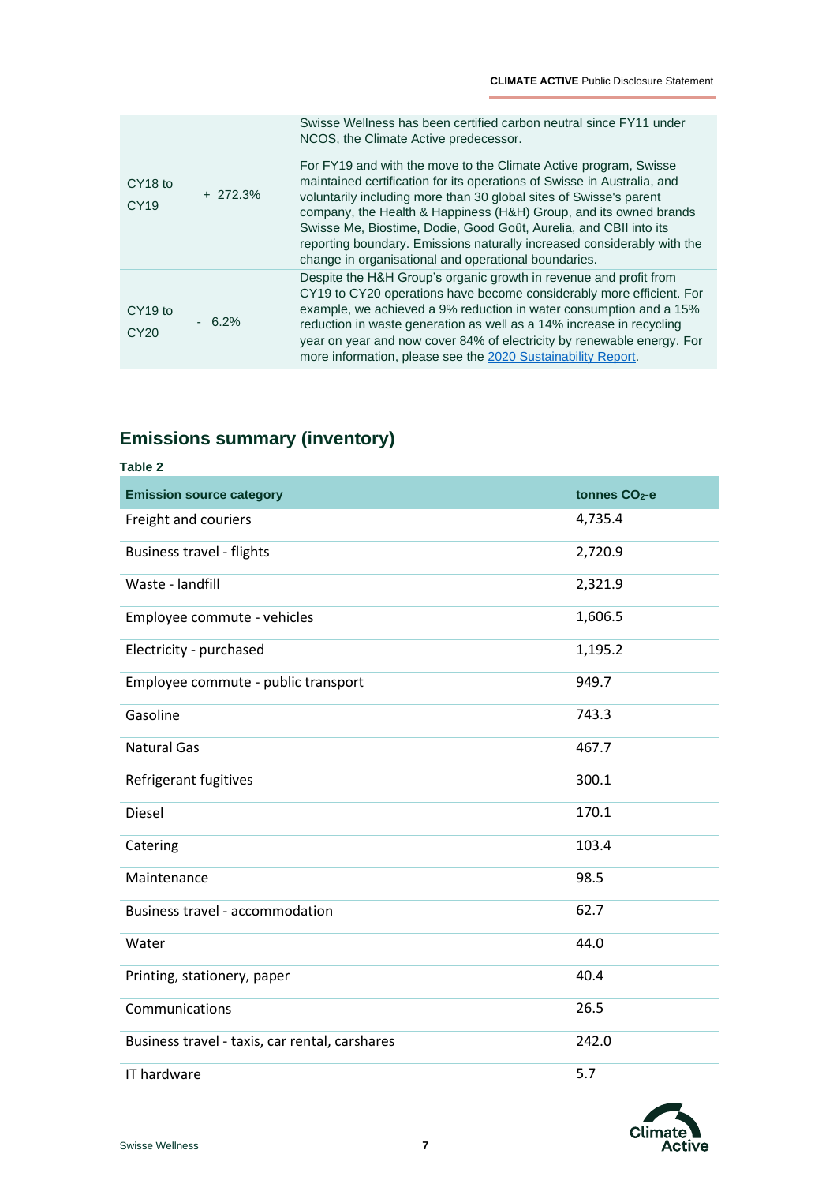| | | |
|---|---|---|
| CY18 to CY19 | + 272.3% | Swisse Wellness has been certified carbon neutral since FY11 under NCOS, the Climate Active predecessor.<br><br>For FY19 and with the move to the Climate Active program, Swisse maintained certification for its operations of Swisse in Australia, and voluntarily including more than 30 global sites of Swisse's parent company, the Health & Happiness (H&H) Group, and its owned brands Swisse Me, Biostime, Dodie, Good Goût, Aurelia, and CBII into its reporting boundary. Emissions naturally increased considerably with the change in organisational and operational boundaries. |
| CY19 to CY20 | - 6.2% | Despite the H&H Group's organic growth in revenue and profit from CY19 to CY20 operations have become considerably more efficient. For example, we achieved a 9% reduction in water consumption and a 15% reduction in waste generation as well as a 14% increase in recycling year on year and now cover 84% of electricity by renewable energy. For more information, please see the 2020 Sustainability Report. |

## Emissions summary (inventory)

**Table 2**

| Emission source category | tonnes $CO_2$-e |
|---|---|
| Freight and couriers | 4,735.4 |
| Business travel - flights | 2,720.9 |
| Waste - landfill | 2,321.9 |
| Employee commute - vehicles | 1,606.5 |
| Electricity - purchased | 1,195.2 |
| Employee commute - public transport | 949.7 |
| Gasoline | 743.3 |
| Natural Gas | 467.7 |
| Refrigerant fugitives | 300.1 |
| Diesel | 170.1 |
| Catering | 103.4 |
| Maintenance | 98.5 |
| Business travel - accommodation | 62.7 |
| Water | 44.0 |
| Printing, stationery, paper | 40.4 |
| Communications | 26.5 |
| Business travel - taxis, car rental, carshares | 242.0 |
| IT hardware | 5.7 |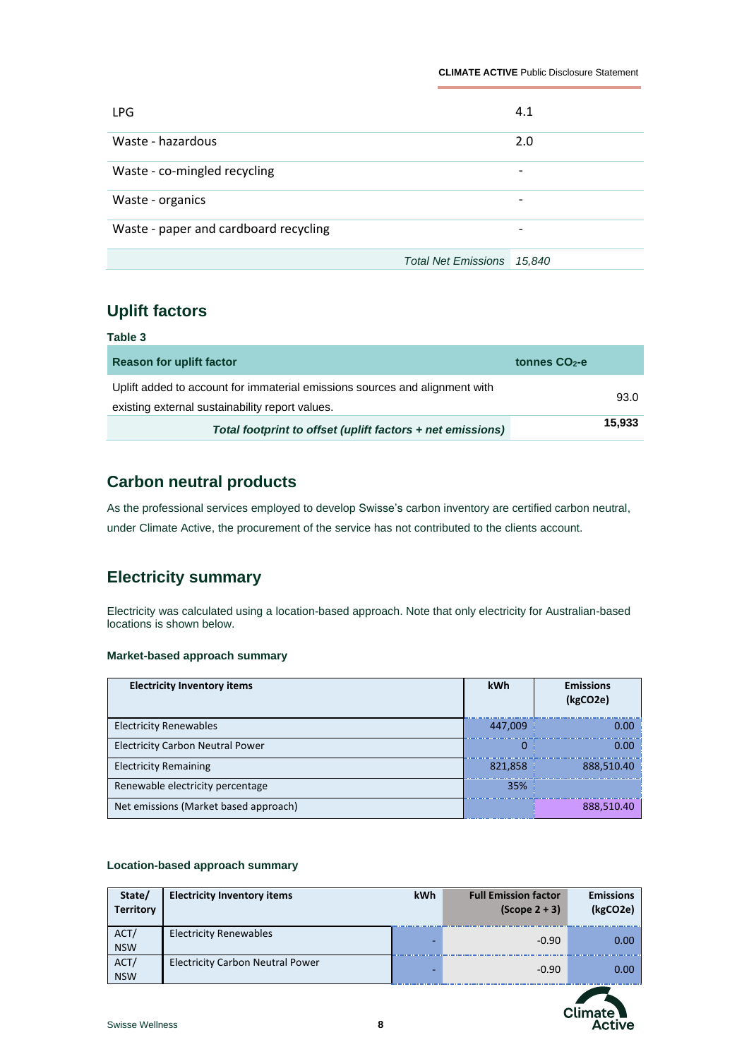| | |
|---|---|
| LPG | 4.1 |
| Waste - hazardous | 2.0 |
| Waste - co-mingled recycling | - |
| Waste - organics | - |
| Waste - paper and cardboard recycling | - |
| *Total Net Emissions* | *15,840* |

## Uplift factors

**Table 3**

| Reason for uplift factor | tonnes $CO_2$-e |
|---|---|
| Uplift added to account for immaterial emissions sources and alignment with existing external sustainability report values. | 93.0 |
| ***Total footprint to offset (uplift factors + net emissions)*** | **15,933** |

## Carbon neutral products

As the professional services employed to develop Swisse's carbon inventory are certified carbon neutral, under Climate Active, the procurement of the service has not contributed to the clients account.

## Electricity summary

Electricity was calculated using a location-based approach. Note that only electricity for Australian-based locations is shown below.

### Market-based approach summary

| Electricity Inventory items | kWh | Emissions (kgCO2e) |
|---|---|---|
| Electricity Renewables | 447,009 | 0.00 |
| Electricity Carbon Neutral Power | 0 | 0.00 |
| Electricity Remaining | 821,858 | 888,510.40 |
| Renewable electricity percentage | 35% | |
| Net emissions (Market based approach) | | 888,510.40 |

### Location-based approach summary

| State/ Territory | Electricity Inventory items | kWh | Full Emission factor (Scope 2 + 3) | Emissions (kgCO2e) |
|---|---|---|---|---|
| ACT/ NSW | Electricity Renewables | - | -0.90 | 0.00 |
| ACT/ NSW | Electricity Carbon Neutral Power | - | -0.90 | 0.00 |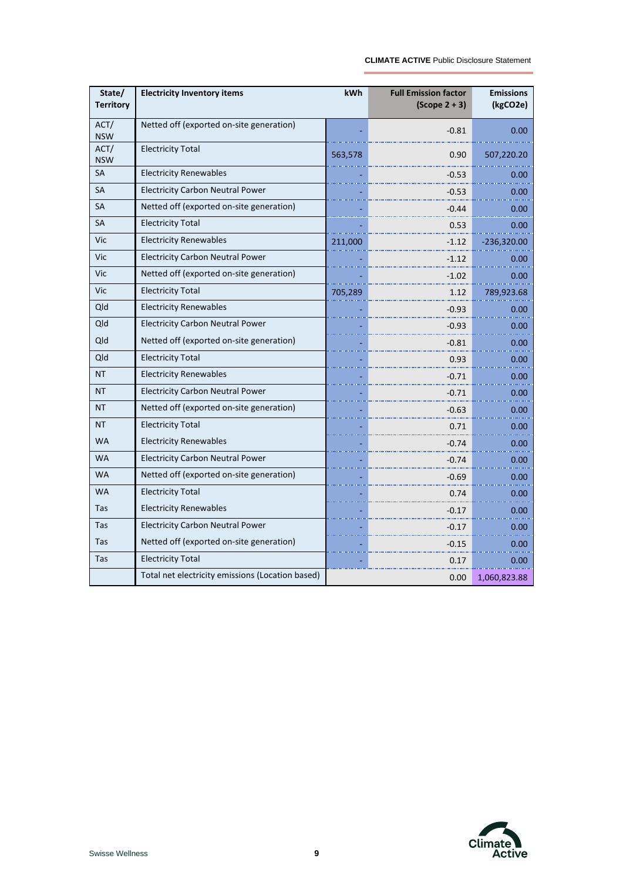| State/ Territory | Electricity Inventory items | kWh | Full Emission factor (Scope 2 + 3) | Emissions (kgCO2e) |
|---|---|---|---|---|
| ACT/ NSW | Netted off (exported on-site generation) | - | -0.81 | 0.00 |
| ACT/ NSW | Electricity Total | 563,578 | 0.90 | 507,220.20 |
| SA | Electricity Renewables | - | -0.53 | 0.00 |
| SA | Electricity Carbon Neutral Power | - | -0.53 | 0.00 |
| SA | Netted off (exported on-site generation) | - | -0.44 | 0.00 |
| SA | Electricity Total | - | 0.53 | 0.00 |
| Vic | Electricity Renewables | 211,000 | -1.12 | -236,320.00 |
| Vic | Electricity Carbon Neutral Power | - | -1.12 | 0.00 |
| Vic | Netted off (exported on-site generation) | - | -1.02 | 0.00 |
| Vic | Electricity Total | 705,289 | 1.12 | 789,923.68 |
| Qld | Electricity Renewables | - | -0.93 | 0.00 |
| Qld | Electricity Carbon Neutral Power | - | -0.93 | 0.00 |
| Qld | Netted off (exported on-site generation) | - | -0.81 | 0.00 |
| Qld | Electricity Total | - | 0.93 | 0.00 |
| NT | Electricity Renewables | - | -0.71 | 0.00 |
| NT | Electricity Carbon Neutral Power | - | -0.71 | 0.00 |
| NT | Netted off (exported on-site generation) | - | -0.63 | 0.00 |
| NT | Electricity Total | - | 0.71 | 0.00 |
| WA | Electricity Renewables | - | -0.74 | 0.00 |
| WA | Electricity Carbon Neutral Power | - | -0.74 | 0.00 |
| WA | Netted off (exported on-site generation) | - | -0.69 | 0.00 |
| WA | Electricity Total | - | 0.74 | 0.00 |
| Tas | Electricity Renewables | - | -0.17 | 0.00 |
| Tas | Electricity Carbon Neutral Power | - | -0.17 | 0.00 |
| Tas | Netted off (exported on-site generation) | - | -0.15 | 0.00 |
| Tas | Electricity Total | - | 0.17 | 0.00 |
| | Total net electricity emissions (Location based) | | 0.00 | 1,060,823.88 |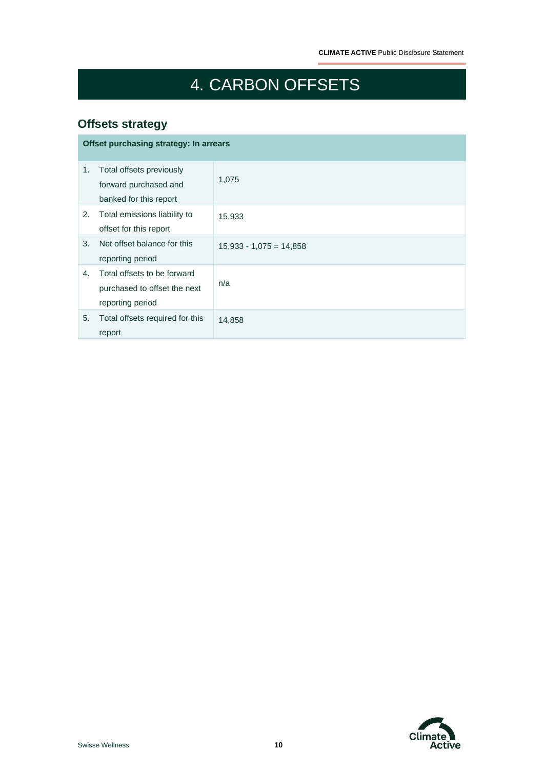# 4. CARBON OFFSETS

## Offsets strategy

| Offset purchasing strategy: In arrears | |
|---|---|
| 1. Total offsets previously forward purchased and banked for this report | 1,075 |
| 2. Total emissions liability to offset for this report | 15,933 |
| 3. Net offset balance for this reporting period | 15,933 - 1,075 = 14,858 |
| 4. Total offsets to be forward purchased to offset the next reporting period | n/a |
| 5. Total offsets required for this report | 14,858 |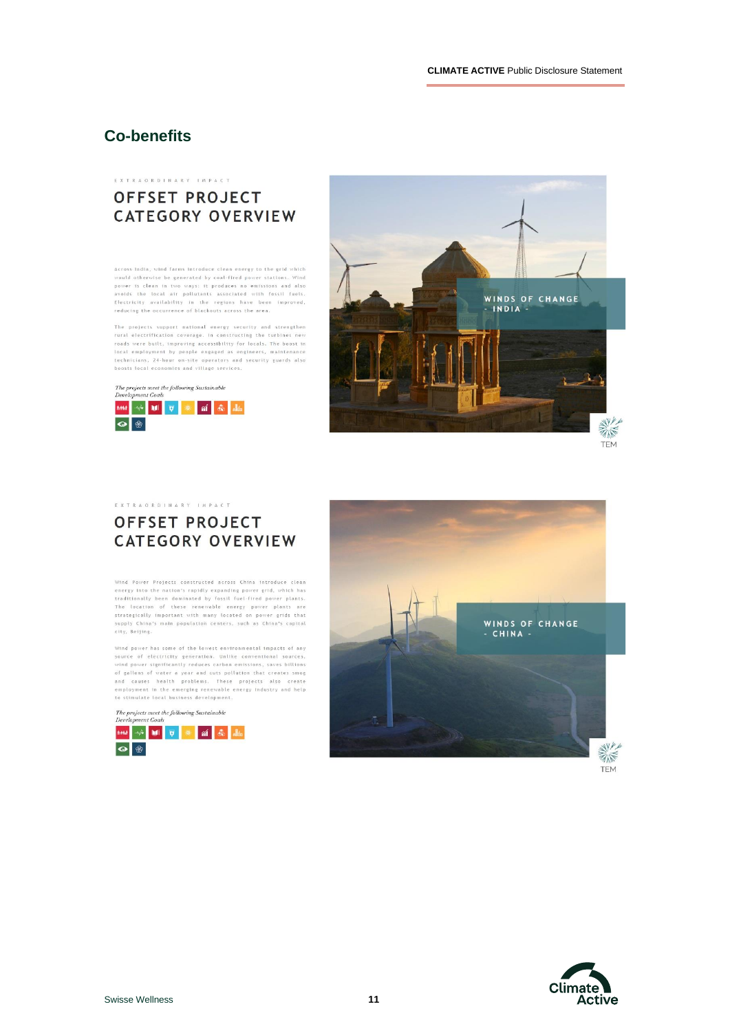## Co-benefits

EXTRAORDINARY IMPACT

### OFFSET PROJECT CATEGORY OVERVIEW

Across India, wind farms introduce clean energy to the grid which would otherwise be generated by coal-fired power stations. Wind power is clean in two ways: it produces no emissions and also avoids the local air pollutants associated with fossil fuels. Electricity availability in the regions have been improved, reducing the occurrence of blackouts across the area.

The projects support national energy security and strengthen rural electrification coverage. In constructing the turbines new roads were built, improving accessibility for locals. The boost in local employment by people engaged as engineers, maintenance technicians, 24-hour on-site operators and security guards also boosts local economies and village services.

*The projects meet the following Sustainable Development Goals*

WINDS OF CHANGE - INDIA -

TEM

EXTRAORDINARY IMPACT

### OFFSET PROJECT CATEGORY OVERVIEW

Wind Power Projects constructed across China introduce clean energy into the nation's rapidly expanding power grid, which has traditionally been dominated by fossil fuel-fired power plants. The location of these renewable energy power plants are strategically important with many located on power grids that supply China's main population centers, such as China's capital city, Beijing.

Wind power has some of the lowest environmental impacts of any source of electricity generation. Unlike conventional sources, wind power significantly reduces carbon emissions, saves billions of gallons of water a year and cuts pollution that creates smog and causes health problems. These projects also create employment in the emerging renewable energy industry and help to stimulate local business development.

*The projects meet the following Sustainable Development Goals*

WINDS OF CHANGE - CHINA -

TEM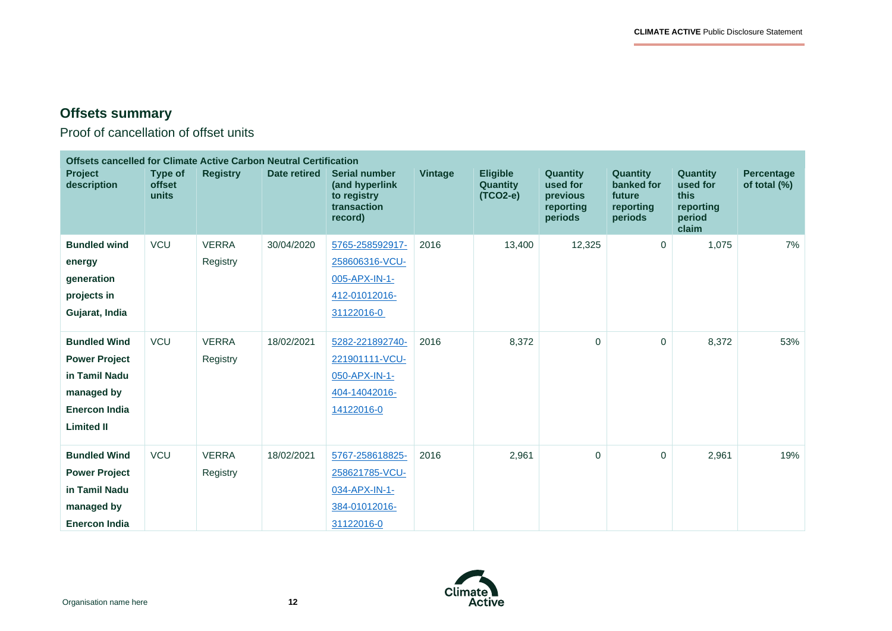## Offsets summary

Proof of cancellation of offset units

| Offsets cancelled for Climate Active Carbon Neutral Certification | | | | | | | | | | |
|---|---|---|---|---|---|---|---|---|---|---|
| **Project description** | **Type of offset units** | **Registry** | **Date retired** | **Serial number (and hyperlink to registry transaction record)** | **Vintage** | **Eligible Quantity (TCO2-e)** | **Quantity used for previous reporting periods** | **Quantity banked for future reporting periods** | **Quantity used for this reporting period claim** | **Percentage of total (%)** |
| **Bundled wind energy generation projects in Gujarat, India** | VCU | VERRA Registry | 30/04/2020 | 5765-258592917-258606316-VCU-005-APX-IN-1-412-01012016-31122016-0 | 2016 | 13,400 | 12,325 | 0 | 1,075 | 7% |
| **Bundled Wind Power Project in Tamil Nadu managed by Enercon India Limited II** | VCU | VERRA Registry | 18/02/2021 | 5282-221892740-221901111-VCU-050-APX-IN-1-404-14042016-14122016-0 | 2016 | 8,372 | 0 | 0 | 8,372 | 53% |
| **Bundled Wind Power Project in Tamil Nadu managed by Enercon India** | VCU | VERRA Registry | 18/02/2021 | 5767-258618825-258621785-VCU-034-APX-IN-1-384-01012016-31122016-0 | 2016 | 2,961 | 0 | 0 | 2,961 | 19% |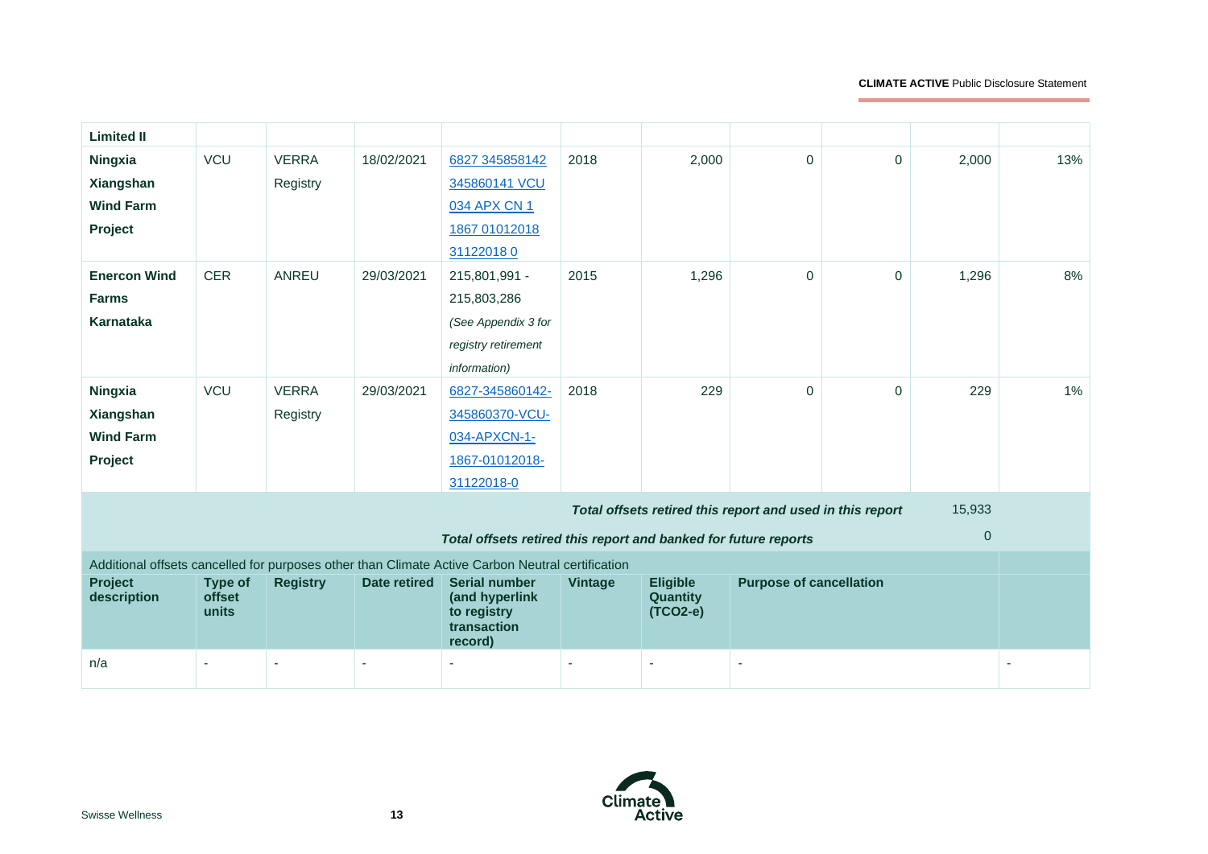| | | | | | | | | | | |
|---|---|---|---|---|---|---|---|---|---|---|
| **Limited II** | | | | | | | | | | |
| **Ningxia Xiangshan Wind Farm Project** | VCU | VERRA Registry | 18/02/2021 | [6827 345858142 345860141 VCU 034 APX CN 1 1867 01012018 31122018 0]() | 2018 | 2,000 | 0 | 0 | 2,000 | 13% |
| **Enercon Wind Farms Karnataka** | CER | ANREU | 29/03/2021 | 215,801,991 - 215,803,286 *(See Appendix 3 for registry retirement information)* | 2015 | 1,296 | 0 | 0 | 1,296 | 8% |
| **Ningxia Xiangshan Wind Farm Project** | VCU | VERRA Registry | 29/03/2021 | [6827-345860142-345860370-VCU-034-APXCN-1-1867-01012018-31122018-0]() | 2018 | 229 | 0 | 0 | 229 | 1% |
| | | | | | | | | ***Total offsets retired this report and used in this report*** | 15,933 | |
| | | | | | | | | ***Total offsets retired this report and banked for future reports*** | 0 | |

| Additional offsets cancelled for purposes other than Climate Active Carbon Neutral certification | | | | | | | | |
|---|---|---|---|---|---|---|---|---|
| **Project description** | **Type of offset units** | **Registry** | **Date retired** | **Serial number (and hyperlink to registry transaction record)** | **Vintage** | **Eligible Quantity (TCO2-e)** | **Purpose of cancellation** | |
| n/a | - | - | - | - | - | - | - | - |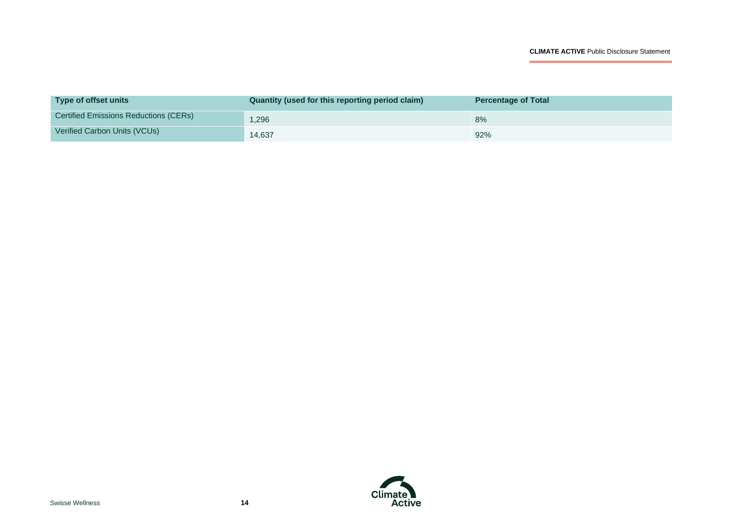| Type of offset units | Quantity (used for this reporting period claim) | Percentage of Total |
| --- | --- | --- |
| Certified Emissions Reductions (CERs) | 1,296 | 8% |
| Verified Carbon Units (VCUs) | 14,637 | 92% |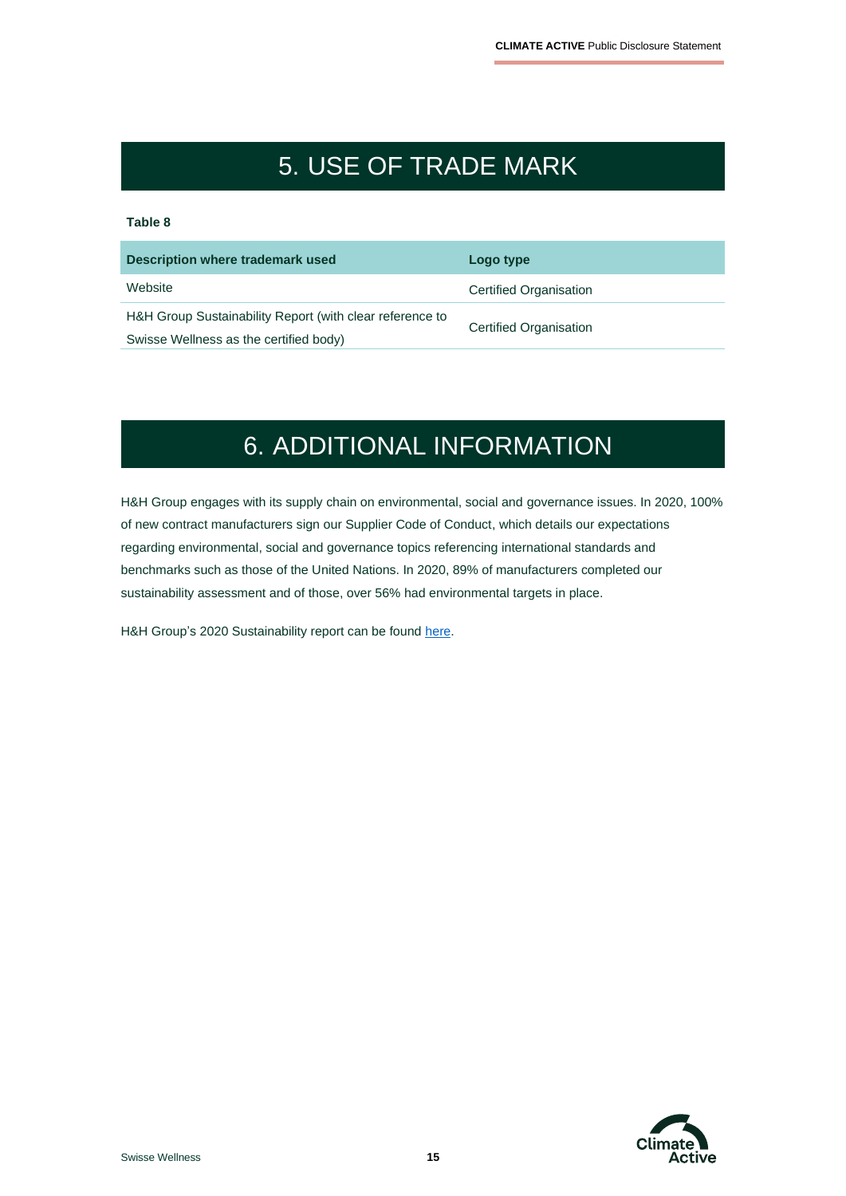# 5. USE OF TRADE MARK

**Table 8**

| Description where trademark used | Logo type |
|---|---|
| Website | Certified Organisation |
| H&H Group Sustainability Report (with clear reference to Swisse Wellness as the certified body) | Certified Organisation |

# 6. ADDITIONAL INFORMATION

H&H Group engages with its supply chain on environmental, social and governance issues. In 2020, 100% of new contract manufacturers sign our Supplier Code of Conduct, which details our expectations regarding environmental, social and governance topics referencing international standards and benchmarks such as those of the United Nations. In 2020, 89% of manufacturers completed our sustainability assessment and of those, over 56% had environmental targets in place.

H&H Group's 2020 Sustainability report can be found here.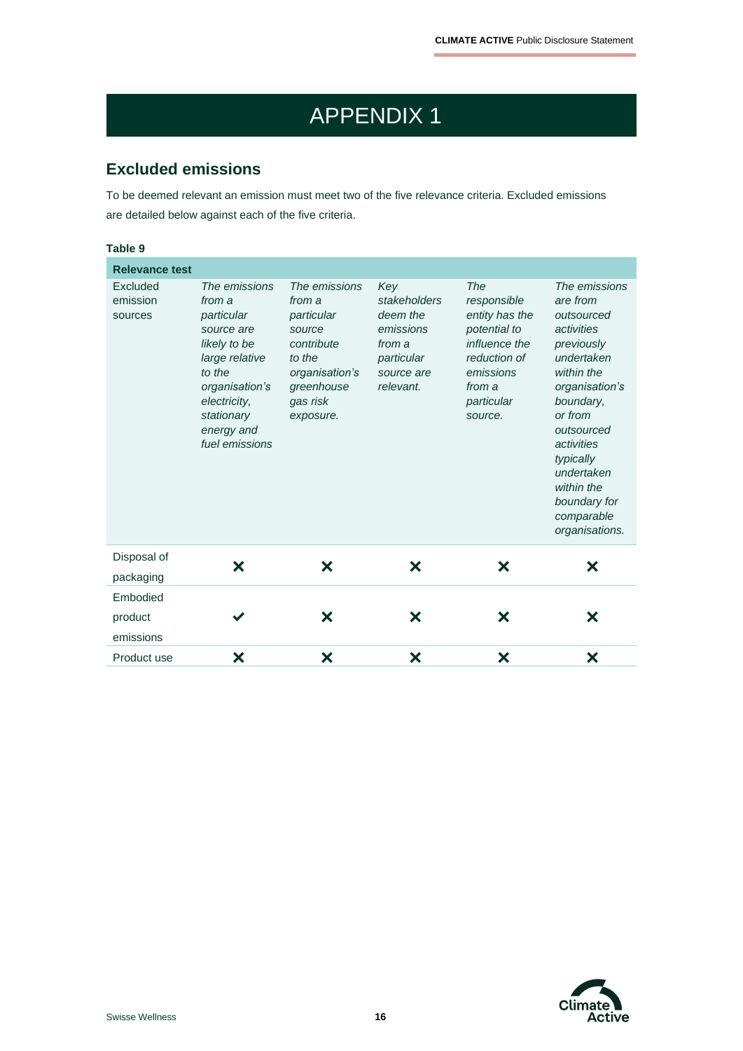# APPENDIX 1

## Excluded emissions

To be deemed relevant an emission must meet two of the five relevance criteria. Excluded emissions are detailed below against each of the five criteria.

**Table 9**

| Relevance test | | | | | |
|---|---|---|---|---|---|
| Excluded emission sources | *The emissions from a particular source are likely to be large relative to the organisation's electricity, stationary energy and fuel emissions* | *The emissions from a particular source contribute to the organisation's greenhouse gas risk exposure.* | *Key stakeholders deem the emissions from a particular source are relevant.* | *The responsible entity has the potential to influence the reduction of emissions from a particular source.* | *The emissions are from outsourced activities previously undertaken within the organisation's boundary, or from outsourced activities typically undertaken within the boundary for comparable organisations.* |
| Disposal of packaging | ✗ | ✗ | ✗ | ✗ | ✗ |
| Embodied product emissions | ✔ | ✗ | ✗ | ✗ | ✗ |
| Product use | ✗ | ✗ | ✗ | ✗ | ✗ |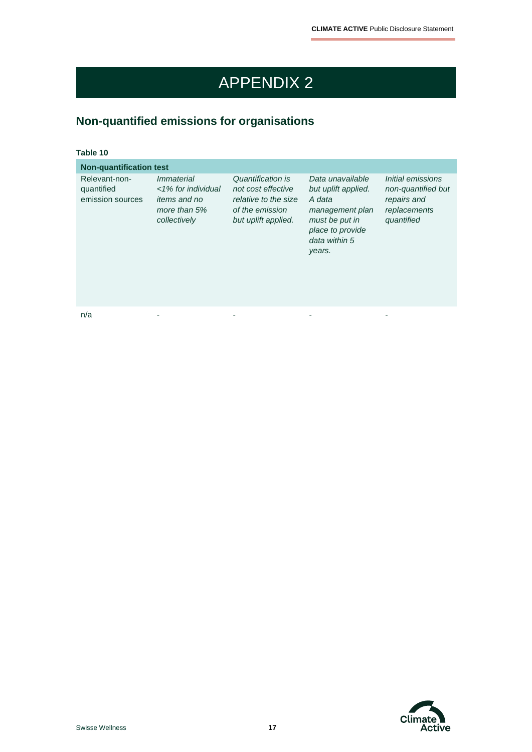# APPENDIX 2

## Non-quantified emissions for organisations

**Table 10**

| **Non-quantification test** | | | | |
|---|---|---|---|---|
| Relevant-non-quantified emission sources | *Immaterial <1% for individual items and no more than 5% collectively* | *Quantification is not cost effective relative to the size of the emission but uplift applied.* | *Data unavailable but uplift applied. A data management plan must be put in place to provide data within 5 years.* | *Initial emissions non-quantified but repairs and replacements quantified* |
| n/a | - | - | - | - |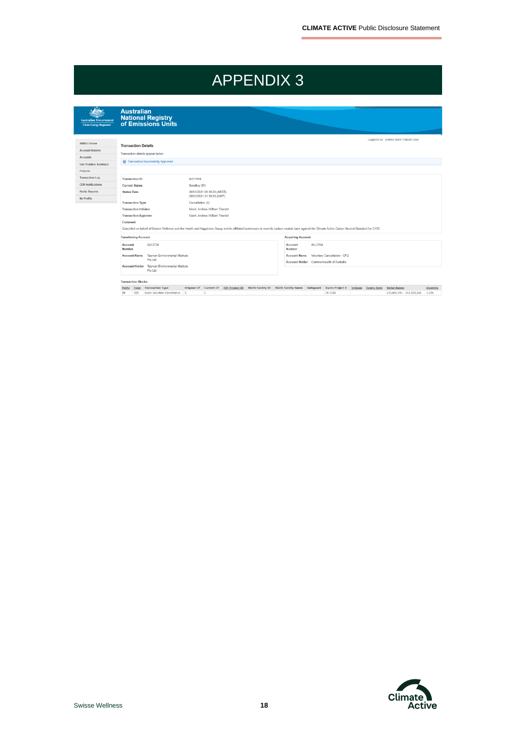# APPENDIX 3

**Australian National Registry of Emissions Units**

Australian Government
Clean Energy Regulator

- ANREU Home
- Account Holders
- Accounts
- Unit Position Summary
- Proposals
- Transaction Log
- CER Notifications
- Public Reports
- My Profile

Logged in as: Andrew Grant / Industry User

## Transaction Details

Transaction details appear below

Transaction Successfully Approved

| | |
|---|---|
| Transaction ID | AU17894 |
| Current Status | Sending (81) |
| Status Date | 30/03/2021 08:39:23 (AEDT) 29/03/2021 21:39:23 (GMT) |
| Transaction Type | Cancellation (4) |
| Transaction Initiator | Grant, Andrew William Therold |
| Transaction Approver | Grant, Andrew William Therold |

**Comment**

Cancelled on behalf of Swisse Wellness and the Health and Happiness Group and its affiliated businesses to meet its carbon neutral claim against the Climate Active Carbon Neutral Standard for CY20

**Transferring Account**

| | |
|---|---|
| Account Number | AU-2734 |
| Account Name | Tasman Environmental Markets Pty Ltd |
| Account Holder | Tasman Environmental Markets Pty Ltd |

**Acquiring Account**

| | |
|---|---|
| Account Number | AU-2764 |
| Account Name | Voluntary Cancellation – CP2 |
| Account Holder | Commonwealth of Australia |

**Transaction Blocks**

| Party | Type | Transaction Type | Original CP | Current CP | ERF Project ID | NGER Facility ID | NGER Facility Name | Safeguard | Kyoto Project # | Vintage | Expiry Date | Serial Range | Quantity |
|---|---|---|---|---|---|---|---|---|---|---|---|---|---|
| IN | CER | Kyoto Voluntary Cancellation | 2 | 2 | | | | | IN-1286 | | | 215,801,991 - 215,803,286 | 1,296 |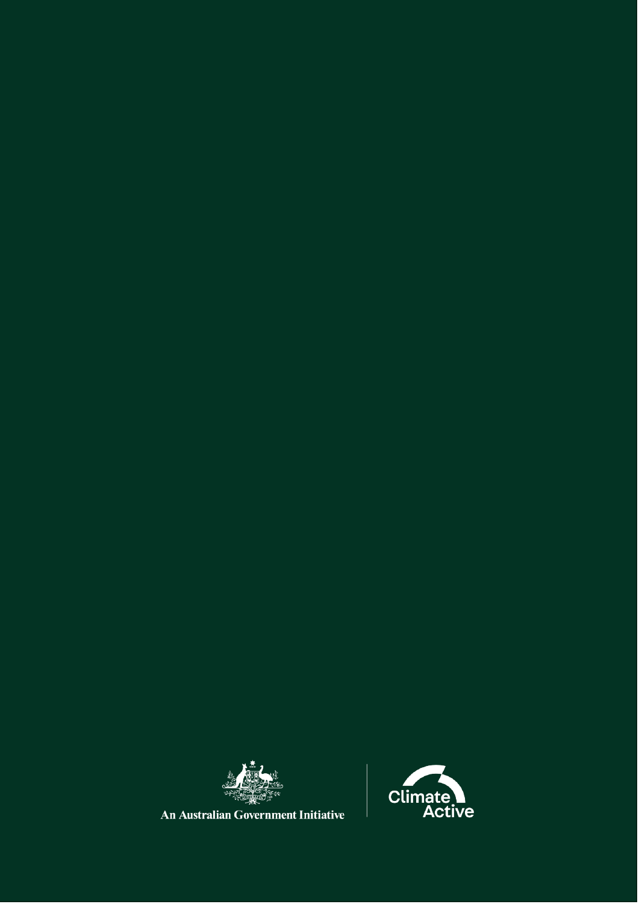An Australian Government Initiative

Climate Active